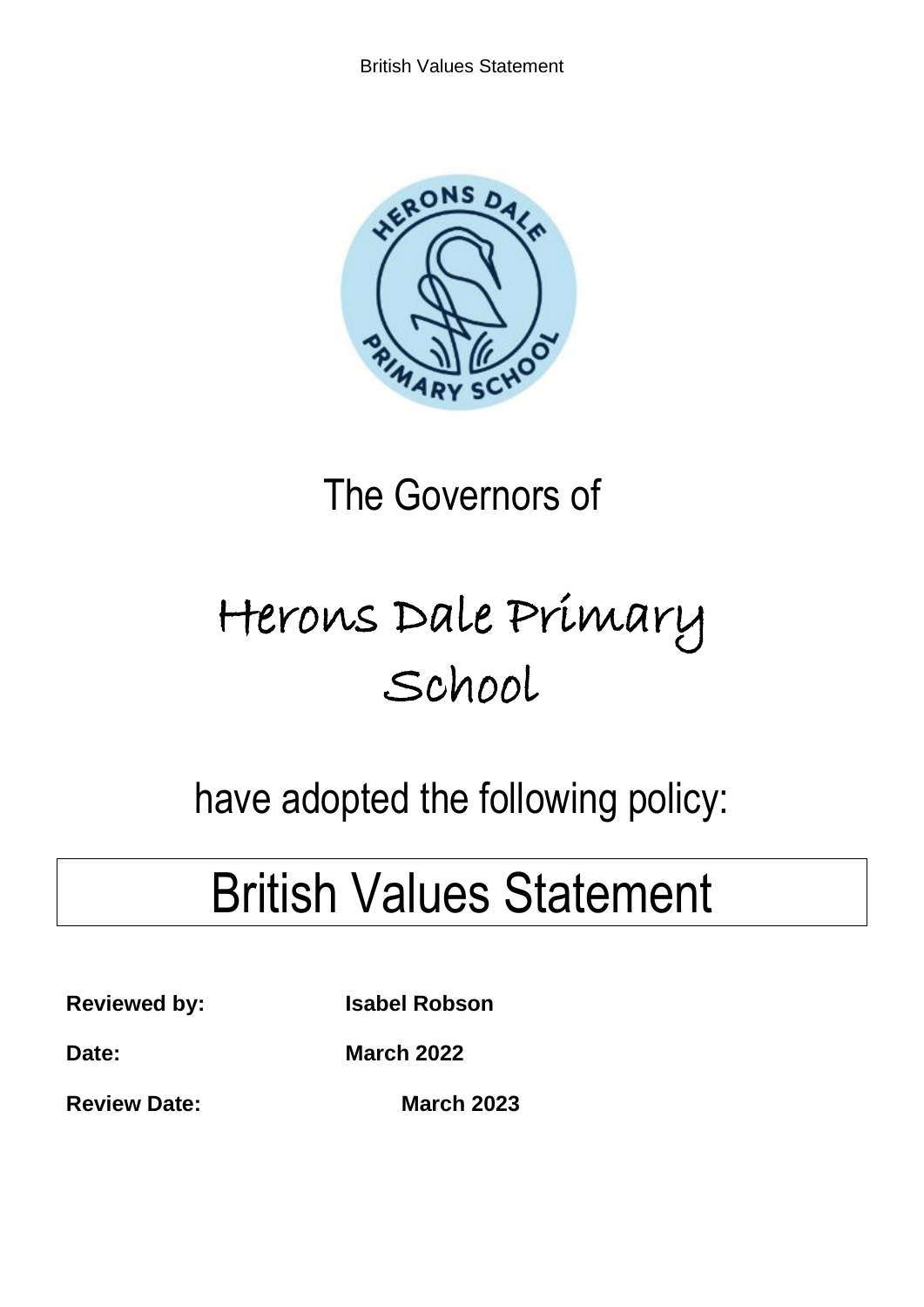The Governors of

# Herons Dale Primary School

have adopted the following policy:

# British Values Statement

**Reviewed by:** **Isabel Robson**

**Date:** **March 2022**

**Review Date:** **March 2023**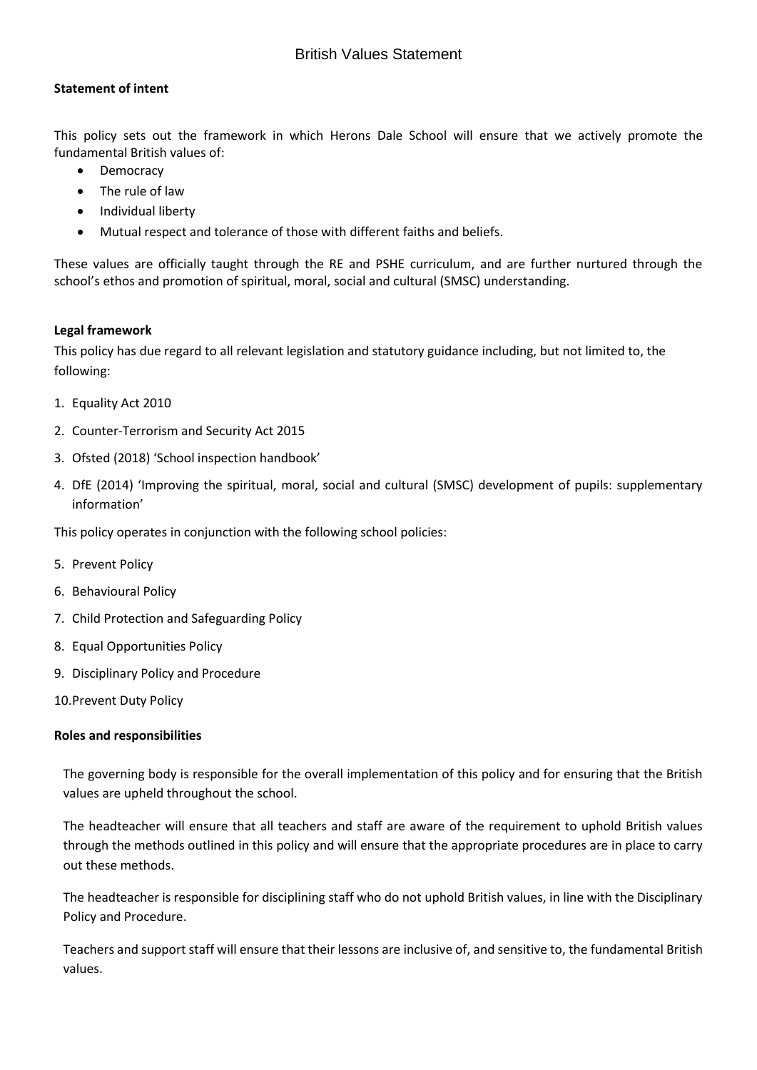# British Values Statement

**Statement of intent**

This policy sets out the framework in which Herons Dale School will ensure that we actively promote the fundamental British values of:

- Democracy
- The rule of law
- Individual liberty
- Mutual respect and tolerance of those with different faiths and beliefs.

These values are officially taught through the RE and PSHE curriculum, and are further nurtured through the school's ethos and promotion of spiritual, moral, social and cultural (SMSC) understanding.

**Legal framework**

This policy has due regard to all relevant legislation and statutory guidance including, but not limited to, the following:

1. Equality Act 2010
2. Counter-Terrorism and Security Act 2015
3. Ofsted (2018) 'School inspection handbook'
4. DfE (2014) 'Improving the spiritual, moral, social and cultural (SMSC) development of pupils: supplementary information'

This policy operates in conjunction with the following school policies:

5. Prevent Policy
6. Behavioural Policy
7. Child Protection and Safeguarding Policy
8. Equal Opportunities Policy
9. Disciplinary Policy and Procedure
10. Prevent Duty Policy

**Roles and responsibilities**

The governing body is responsible for the overall implementation of this policy and for ensuring that the British values are upheld throughout the school.

The headteacher will ensure that all teachers and staff are aware of the requirement to uphold British values through the methods outlined in this policy and will ensure that the appropriate procedures are in place to carry out these methods.

The headteacher is responsible for disciplining staff who do not uphold British values, in line with the Disciplinary Policy and Procedure.

Teachers and support staff will ensure that their lessons are inclusive of, and sensitive to, the fundamental British values.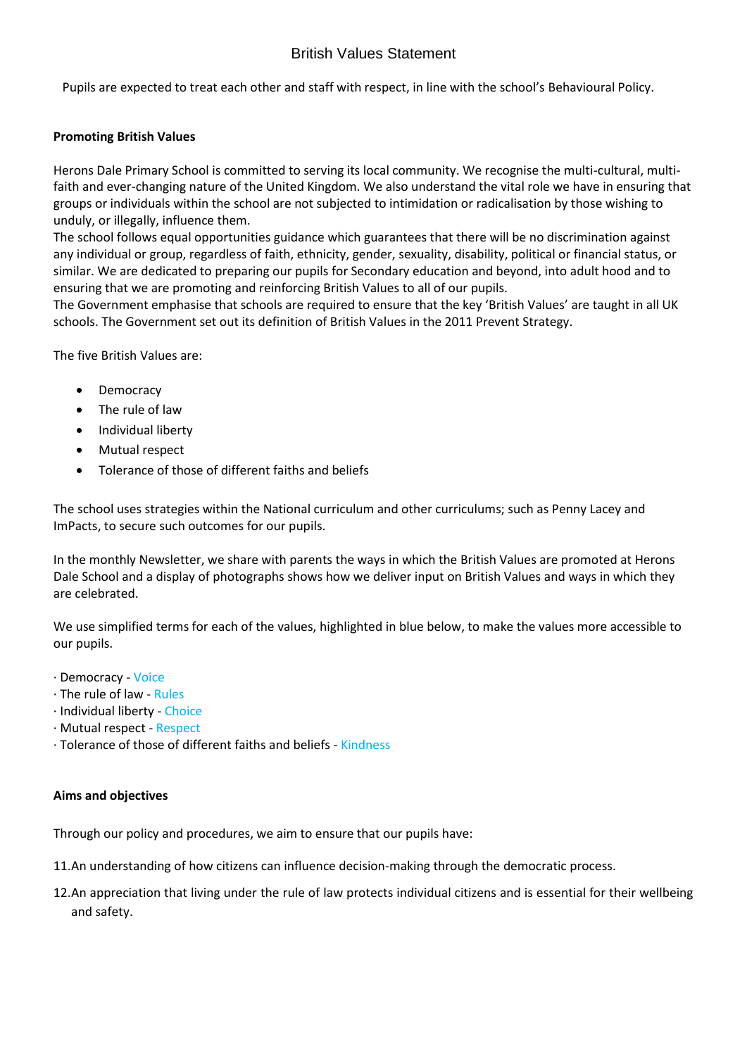# British Values Statement

Pupils are expected to treat each other and staff with respect, in line with the school's Behavioural Policy.

**Promoting British Values**

Herons Dale Primary School is committed to serving its local community. We recognise the multi-cultural, multi-faith and ever-changing nature of the United Kingdom. We also understand the vital role we have in ensuring that groups or individuals within the school are not subjected to intimidation or radicalisation by those wishing to unduly, or illegally, influence them.
The school follows equal opportunities guidance which guarantees that there will be no discrimination against any individual or group, regardless of faith, ethnicity, gender, sexuality, disability, political or financial status, or similar. We are dedicated to preparing our pupils for Secondary education and beyond, into adult hood and to ensuring that we are promoting and reinforcing British Values to all of our pupils.
The Government emphasise that schools are required to ensure that the key 'British Values' are taught in all UK schools. The Government set out its definition of British Values in the 2011 Prevent Strategy.

The five British Values are:

- Democracy
- The rule of law
- Individual liberty
- Mutual respect
- Tolerance of those of different faiths and beliefs

The school uses strategies within the National curriculum and other curriculums; such as Penny Lacey and ImPacts, to secure such outcomes for our pupils.

In the monthly Newsletter, we share with parents the ways in which the British Values are promoted at Herons Dale School and a display of photographs shows how we deliver input on British Values and ways in which they are celebrated.

We use simplified terms for each of the values, highlighted in blue below, to make the values more accessible to our pupils.

· Democracy - Voice
· The rule of law - Rules
· Individual liberty - Choice
· Mutual respect - Respect
· Tolerance of those of different faiths and beliefs - Kindness

**Aims and objectives**

Through our policy and procedures, we aim to ensure that our pupils have:

11. An understanding of how citizens can influence decision-making through the democratic process.
12. An appreciation that living under the rule of law protects individual citizens and is essential for their wellbeing and safety.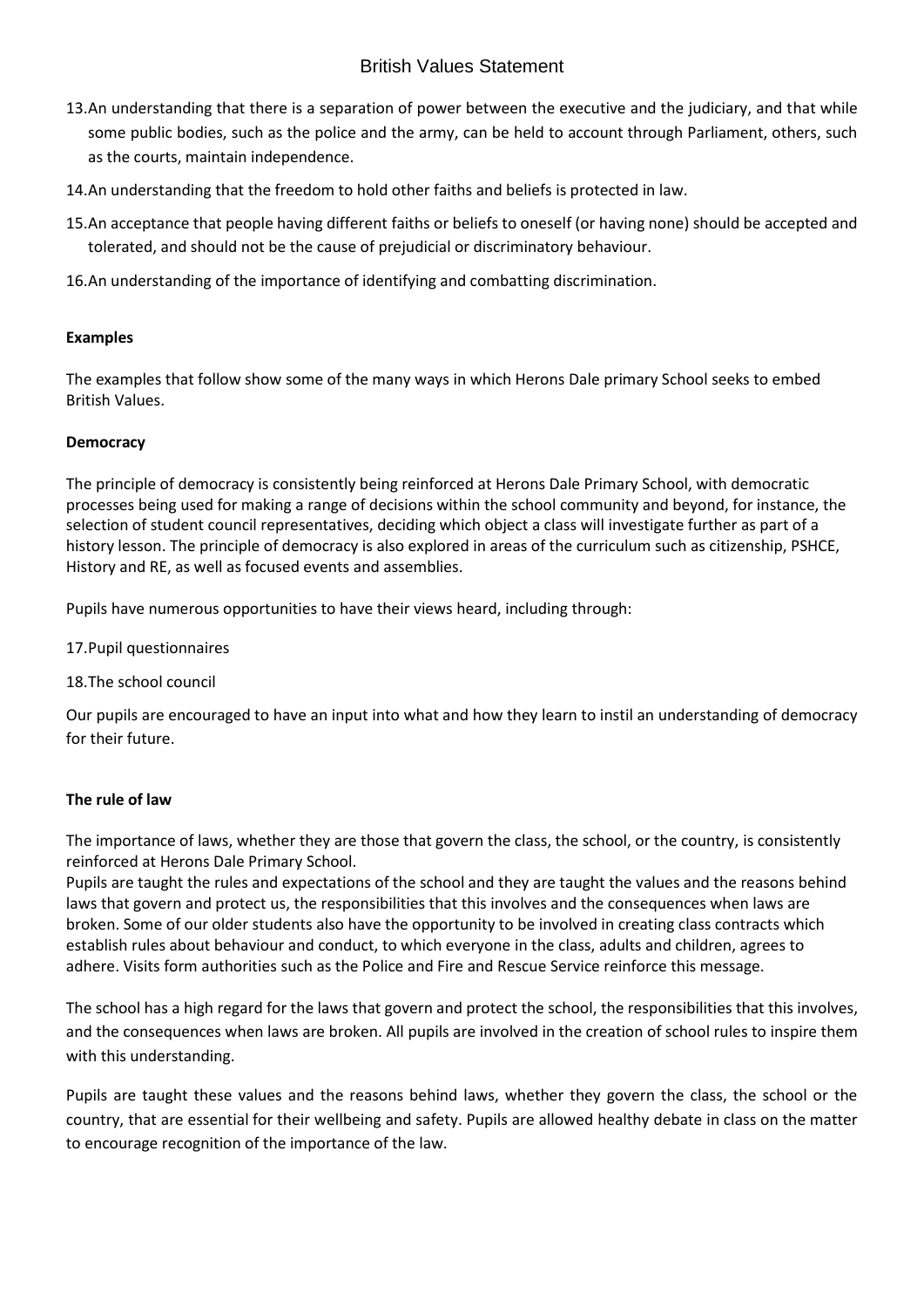13. An understanding that there is a separation of power between the executive and the judiciary, and that while some public bodies, such as the police and the army, can be held to account through Parliament, others, such as the courts, maintain independence.
14. An understanding that the freedom to hold other faiths and beliefs is protected in law.
15. An acceptance that people having different faiths or beliefs to oneself (or having none) should be accepted and tolerated, and should not be the cause of prejudicial or discriminatory behaviour.
16. An understanding of the importance of identifying and combatting discrimination.

**Examples**

The examples that follow show some of the many ways in which Herons Dale primary School seeks to embed British Values.

**Democracy**

The principle of democracy is consistently being reinforced at Herons Dale Primary School, with democratic processes being used for making a range of decisions within the school community and beyond, for instance, the selection of student council representatives, deciding which object a class will investigate further as part of a history lesson. The principle of democracy is also explored in areas of the curriculum such as citizenship, PSHCE, History and RE, as well as focused events and assemblies.

Pupils have numerous opportunities to have their views heard, including through:

17. Pupil questionnaires
18. The school council

Our pupils are encouraged to have an input into what and how they learn to instil an understanding of democracy for their future.

**The rule of law**

The importance of laws, whether they are those that govern the class, the school, or the country, is consistently reinforced at Herons Dale Primary School.
Pupils are taught the rules and expectations of the school and they are taught the values and the reasons behind laws that govern and protect us, the responsibilities that this involves and the consequences when laws are broken. Some of our older students also have the opportunity to be involved in creating class contracts which establish rules about behaviour and conduct, to which everyone in the class, adults and children, agrees to adhere. Visits form authorities such as the Police and Fire and Rescue Service reinforce this message.

The school has a high regard for the laws that govern and protect the school, the responsibilities that this involves, and the consequences when laws are broken. All pupils are involved in the creation of school rules to inspire them with this understanding.

Pupils are taught these values and the reasons behind laws, whether they govern the class, the school or the country, that are essential for their wellbeing and safety. Pupils are allowed healthy debate in class on the matter to encourage recognition of the importance of the law.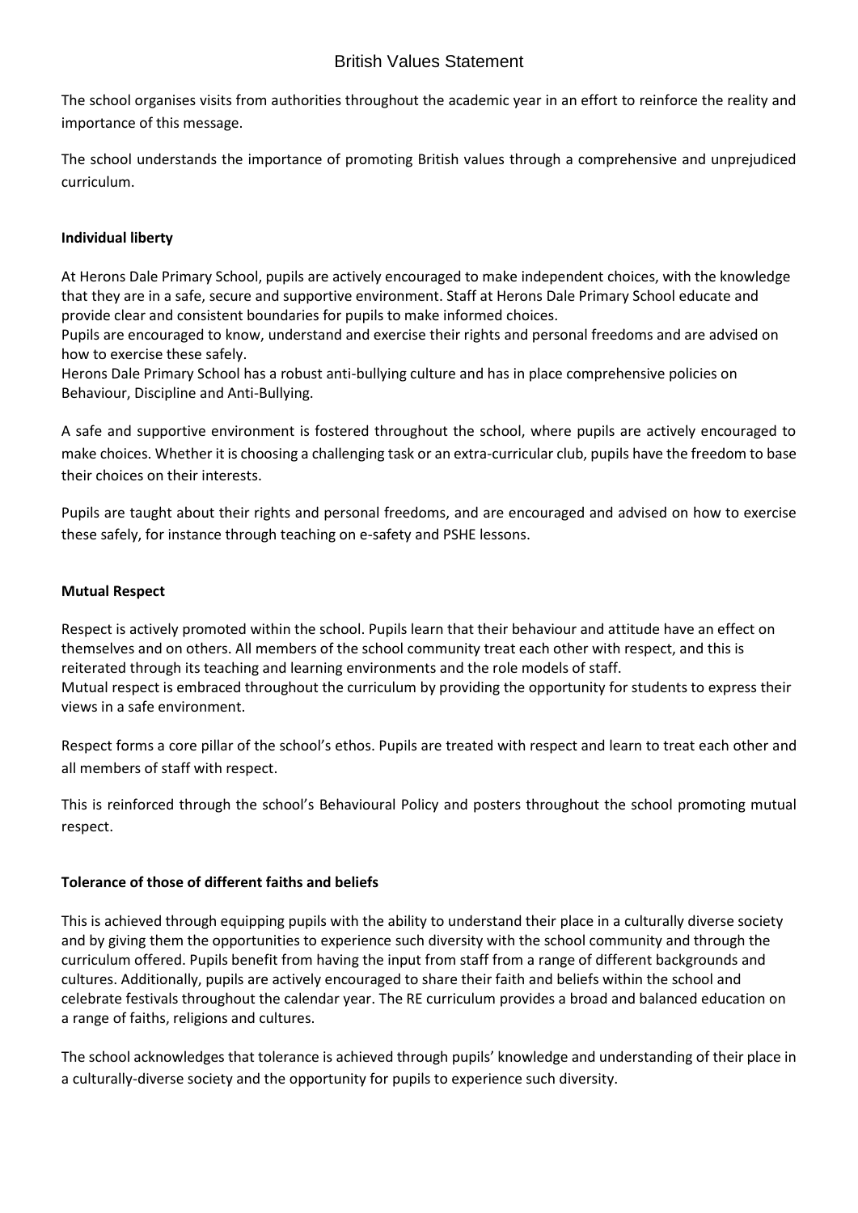The school organises visits from authorities throughout the academic year in an effort to reinforce the reality and importance of this message.

The school understands the importance of promoting British values through a comprehensive and unprejudiced curriculum.

**Individual liberty**

At Herons Dale Primary School, pupils are actively encouraged to make independent choices, with the knowledge that they are in a safe, secure and supportive environment. Staff at Herons Dale Primary School educate and provide clear and consistent boundaries for pupils to make informed choices.
Pupils are encouraged to know, understand and exercise their rights and personal freedoms and are advised on how to exercise these safely.
Herons Dale Primary School has a robust anti-bullying culture and has in place comprehensive policies on Behaviour, Discipline and Anti-Bullying.

A safe and supportive environment is fostered throughout the school, where pupils are actively encouraged to make choices. Whether it is choosing a challenging task or an extra-curricular club, pupils have the freedom to base their choices on their interests.

Pupils are taught about their rights and personal freedoms, and are encouraged and advised on how to exercise these safely, for instance through teaching on e-safety and PSHE lessons.

**Mutual Respect**

Respect is actively promoted within the school. Pupils learn that their behaviour and attitude have an effect on themselves and on others. All members of the school community treat each other with respect, and this is reiterated through its teaching and learning environments and the role models of staff.
Mutual respect is embraced throughout the curriculum by providing the opportunity for students to express their views in a safe environment.

Respect forms a core pillar of the school's ethos. Pupils are treated with respect and learn to treat each other and all members of staff with respect.

This is reinforced through the school's Behavioural Policy and posters throughout the school promoting mutual respect.

**Tolerance of those of different faiths and beliefs**

This is achieved through equipping pupils with the ability to understand their place in a culturally diverse society and by giving them the opportunities to experience such diversity with the school community and through the curriculum offered. Pupils benefit from having the input from staff from a range of different backgrounds and cultures. Additionally, pupils are actively encouraged to share their faith and beliefs within the school and celebrate festivals throughout the calendar year. The RE curriculum provides a broad and balanced education on a range of faiths, religions and cultures.

The school acknowledges that tolerance is achieved through pupils' knowledge and understanding of their place in a culturally-diverse society and the opportunity for pupils to experience such diversity.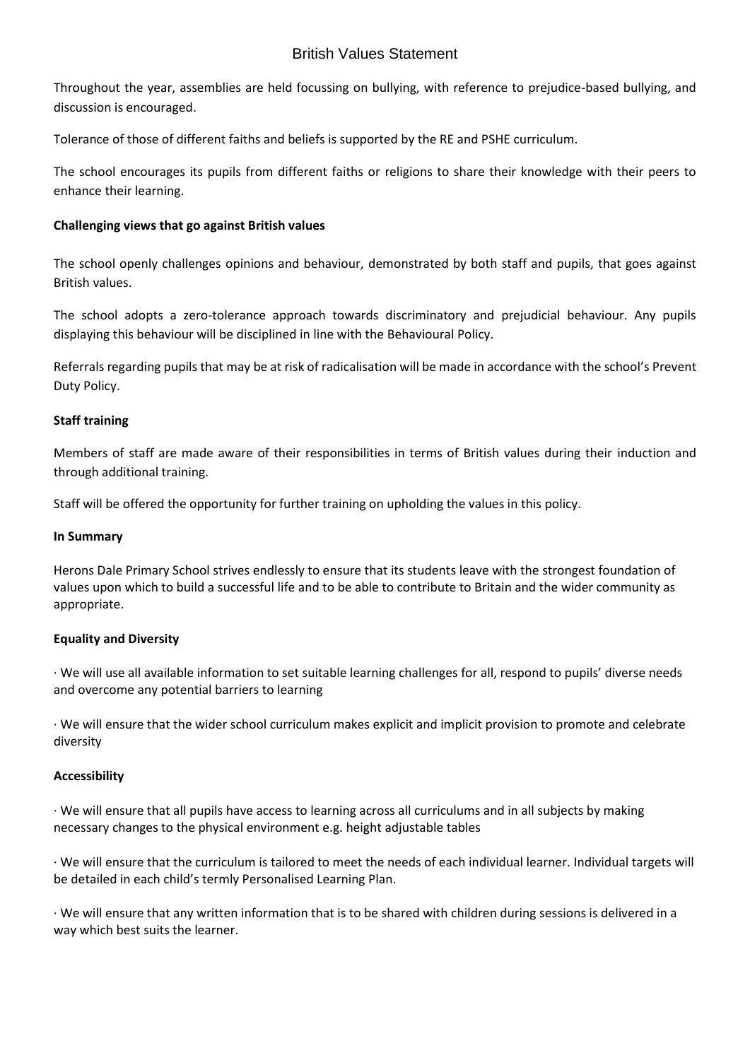Throughout the year, assemblies are held focussing on bullying, with reference to prejudice-based bullying, and discussion is encouraged.

Tolerance of those of different faiths and beliefs is supported by the RE and PSHE curriculum.

The school encourages its pupils from different faiths or religions to share their knowledge with their peers to enhance their learning.

**Challenging views that go against British values**

The school openly challenges opinions and behaviour, demonstrated by both staff and pupils, that goes against British values.

The school adopts a zero-tolerance approach towards discriminatory and prejudicial behaviour. Any pupils displaying this behaviour will be disciplined in line with the Behavioural Policy.

Referrals regarding pupils that may be at risk of radicalisation will be made in accordance with the school's Prevent Duty Policy.

**Staff training**

Members of staff are made aware of their responsibilities in terms of British values during their induction and through additional training.

Staff will be offered the opportunity for further training on upholding the values in this policy.

**In Summary**

Herons Dale Primary School strives endlessly to ensure that its students leave with the strongest foundation of values upon which to build a successful life and to be able to contribute to Britain and the wider community as appropriate.

**Equality and Diversity**

· We will use all available information to set suitable learning challenges for all, respond to pupils' diverse needs and overcome any potential barriers to learning

· We will ensure that the wider school curriculum makes explicit and implicit provision to promote and celebrate diversity

**Accessibility**

· We will ensure that all pupils have access to learning across all curriculums and in all subjects by making necessary changes to the physical environment e.g. height adjustable tables

· We will ensure that the curriculum is tailored to meet the needs of each individual learner. Individual targets will be detailed in each child's termly Personalised Learning Plan.

· We will ensure that any written information that is to be shared with children during sessions is delivered in a way which best suits the learner.